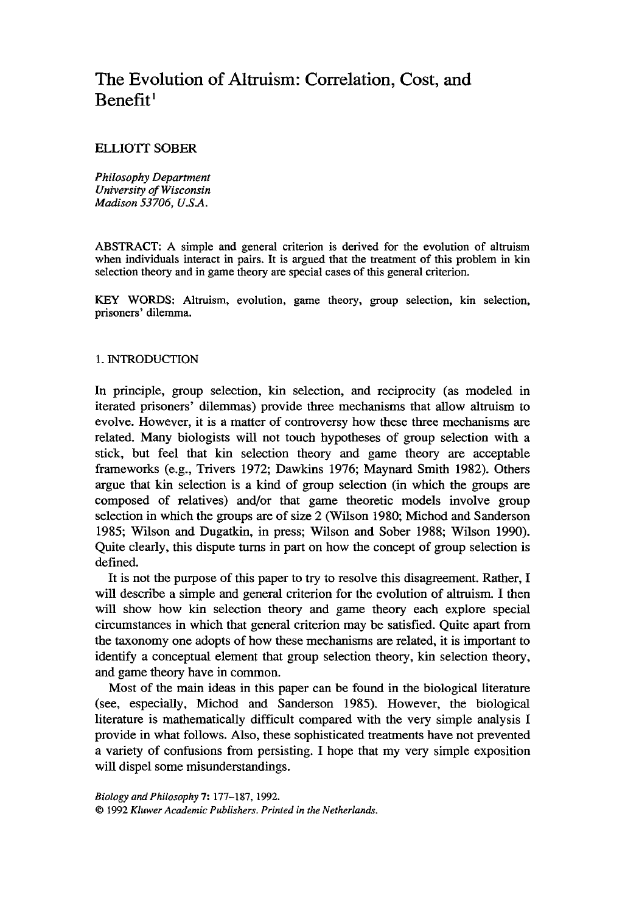# The Evolution of Altruism: Correlation, Cost, and Benefit[1]

ELLIOTT SOBER

*Philosophy Department*
*University of Wisconsin*
*Madison 53706, U.S.A.*

ABSTRACT: A simple and general criterion is derived for the evolution of altruism when individuals interact in pairs. It is argued that the treatment of this problem in kin selection theory and in game theory are special cases of this general criterion.

KEY WORDS: Altruism, evolution, game theory, group selection, kin selection, prisoners' dilemma.

## 1. INTRODUCTION

In principle, group selection, kin selection, and reciprocity (as modeled in iterated prisoners' dilemmas) provide three mechanisms that allow altruism to evolve. However, it is a matter of controversy how these three mechanisms are related. Many biologists will not touch hypotheses of group selection with a stick, but feel that kin selection theory and game theory are acceptable frameworks (e.g., Trivers 1972; Dawkins 1976; Maynard Smith 1982). Others argue that kin selection is a kind of group selection (in which the groups are composed of relatives) and/or that game theoretic models involve group selection in which the groups are of size 2 (Wilson 1980; Michod and Sanderson 1985; Wilson and Dugatkin, in press; Wilson and Sober 1988; Wilson 1990). Quite clearly, this dispute turns in part on how the concept of group selection is defined.

It is not the purpose of this paper to try to resolve this disagreement. Rather, I will describe a simple and general criterion for the evolution of altruism. I then will show how kin selection theory and game theory each explore special circumstances in which that general criterion may be satisfied. Quite apart from the taxonomy one adopts of how these mechanisms are related, it is important to identify a conceptual element that group selection theory, kin selection theory, and game theory have in common.

Most of the main ideas in this paper can be found in the biological literature (see, especially, Michod and Sanderson 1985). However, the biological literature is mathematically difficult compared with the very simple analysis I provide in what follows. Also, these sophisticated treatments have not prevented a variety of confusions from persisting. I hope that my very simple exposition will dispel some misunderstandings.

*Biology and Philosophy* 7: 177–187, 1992.
© 1992 *Kluwer Academic Publishers. Printed in the Netherlands.*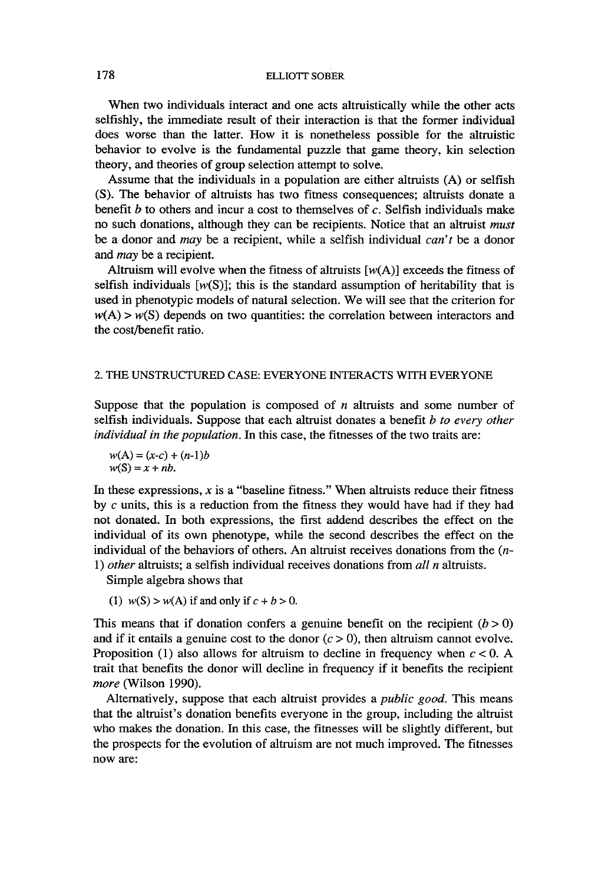When two individuals interact and one acts altruistically while the other acts selfishly, the immediate result of their interaction is that the former individual does worse than the latter. How it is nonetheless possible for the altruistic behavior to evolve is the fundamental puzzle that game theory, kin selection theory, and theories of group selection attempt to solve.

Assume that the individuals in a population are either altruists (A) or selfish (S). The behavior of altruists has two fitness consequences; altruists donate a benefit $b$ to others and incur a cost to themselves of $c$. Selfish individuals make no such donations, although they can be recipients. Notice that an altruist *must* be a donor and *may* be a recipient, while a selfish individual *can't* be a donor and *may* be a recipient.

Altruism will evolve when the fitness of altruists [$w(A)$] exceeds the fitness of selfish individuals [$w(S)$]; this is the standard assumption of heritability that is used in phenotypic models of natural selection. We will see that the criterion for $w(A) > w(S)$ depends on two quantities: the correlation between interactors and the cost/benefit ratio.

## 2. THE UNSTRUCTURED CASE: EVERYONE INTERACTS WITH EVERYONE

Suppose that the population is composed of $n$ altruists and some number of selfish individuals. Suppose that each altruist donates a benefit $b$ *to every other individual in the population*. In this case, the fitnesses of the two traits are:

$$w(A) = (x\text{-}c) + (n\text{-}1)b$$
$$w(S) = x + nb.$$

In these expressions, $x$ is a "baseline fitness." When altruists reduce their fitness by $c$ units, this is a reduction from the fitness they would have had if they had not donated. In both expressions, the first addend describes the effect on the individual of its own phenotype, while the second describes the effect on the individual of the behaviors of others. An altruist receives donations from the *($n$-1) other* altruists; a selfish individual receives donations from *all* $n$ altruists.

Simple algebra shows that

(1) $w(S) > w(A)$ if and only if $c + b > 0$.

This means that if donation confers a genuine benefit on the recipient ($b > 0$) and if it entails a genuine cost to the donor ($c > 0$), then altruism cannot evolve. Proposition (1) also allows for altruism to decline in frequency when $c < 0$. A trait that benefits the donor will decline in frequency if it benefits the recipient *more* (Wilson 1990).

Alternatively, suppose that each altruist provides a *public good*. This means that the altruist's donation benefits everyone in the group, including the altruist who makes the donation. In this case, the fitnesses will be slightly different, but the prospects for the evolution of altruism are not much improved. The fitnesses now are: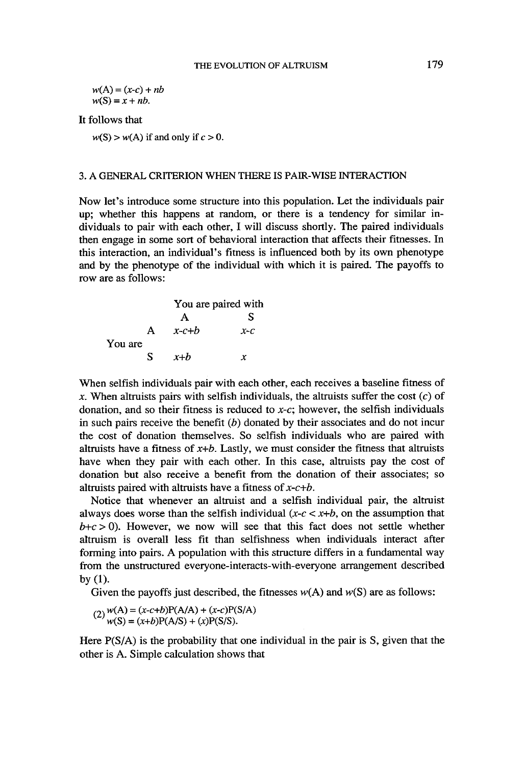$$w(\text{A}) = (x\text{-}c) + nb$$
$$w(\text{S}) = x + nb.$$

It follows that

$$w(\text{S}) > w(\text{A}) \text{ if and only if } c > 0.$$

## 3. A GENERAL CRITERION WHEN THERE IS PAIR-WISE INTERACTION

Now let's introduce some structure into this population. Let the individuals pair up; whether this happens at random, or there is a tendency for similar individuals to pair with each other, I will discuss shortly. The paired individuals then engage in some sort of behavioral interaction that affects their fitnesses. In this interaction, an individual's fitness is influenced both by its own phenotype and by the phenotype of the individual with which it is paired. The payoffs to row are as follows:

| | | You are paired with | |
|---|---|---|---|
| | | A | S |
| You are | A | $x\text{-}c\text{+}b$ | $x\text{-}c$ |
| | S | $x\text{+}b$ | $x$ |

When selfish individuals pair with each other, each receives a baseline fitness of $x$. When altruists pairs with selfish individuals, the altruists suffer the cost ($c$) of donation, and so their fitness is reduced to $x\text{-}c$; however, the selfish individuals in such pairs receive the benefit ($b$) donated by their associates and do not incur the cost of donation themselves. So selfish individuals who are paired with altruists have a fitness of $x\text{+}b$. Lastly, we must consider the fitness that altruists have when they pair with each other. In this case, altruists pay the cost of donation but also receive a benefit from the donation of their associates; so altruists paired with altruists have a fitness of $x\text{-}c\text{+}b$.

Notice that whenever an altruist and a selfish individual pair, the altruist always does worse than the selfish individual ($x\text{-}c < x\text{+}b$, on the assumption that $b\text{+}c > 0$). However, we now will see that this fact does not settle whether altruism is overall less fit than selfishness when individuals interact after forming into pairs. A population with this structure differs in a fundamental way from the unstructured everyone-interacts-with-everyone arrangement described by (1).

Given the payoffs just described, the fitnesses $w(\text{A})$ and $w(\text{S})$ are as follows:

$$(2)\quad \begin{aligned} w(\text{A}) &= (x\text{-}c\text{+}b)\text{P}(\text{A}/\text{A}) + (x\text{-}c)\text{P}(\text{S}/\text{A}) \\ w(\text{S}) &= (x\text{+}b)\text{P}(\text{A}/\text{S}) + (x)\text{P}(\text{S}/\text{S}). \end{aligned}$$

Here P(S/A) is the probability that one individual in the pair is S, given that the other is A. Simple calculation shows that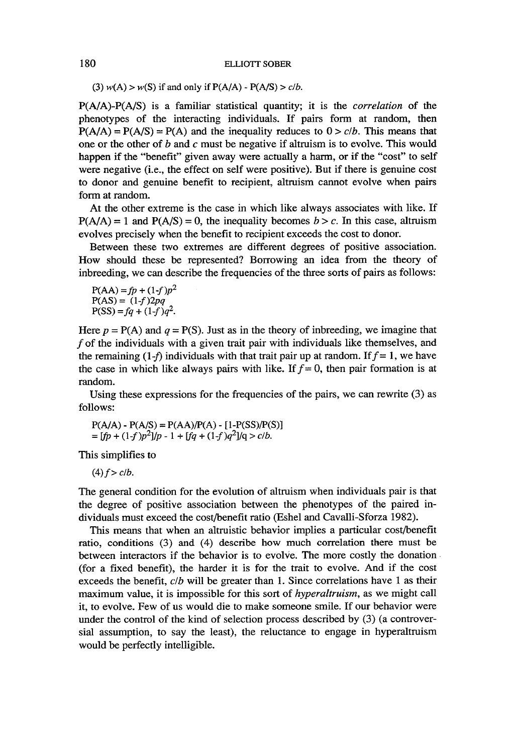(3) $w(A) > w(S)$ if and only if $P(A/A) - P(A/S) > c/b$.

$P(A/A)-P(A/S)$ is a familiar statistical quantity; it is the *correlation* of the phenotypes of the interacting individuals. If pairs form at random, then $P(A/A) = P(A/S) = P(A)$ and the inequality reduces to $0 > c/b$. This means that one or the other of $b$ and $c$ must be negative if altruism is to evolve. This would happen if the "benefit" given away were actually a harm, or if the "cost" to self were negative (i.e., the effect on self were positive). But if there is genuine cost to donor and genuine benefit to recipient, altruism cannot evolve when pairs form at random.

At the other extreme is the case in which like always associates with like. If $P(A/A) = 1$ and $P(A/S) = 0$, the inequality becomes $b > c$. In this case, altruism evolves precisely when the benefit to recipient exceeds the cost to donor.

Between these two extremes are different degrees of positive association. How should these be represented? Borrowing an idea from the theory of inbreeding, we can describe the frequencies of the three sorts of pairs as follows:

$$P(AA) = fp + (1-f)p^2$$
$$P(AS) = (1-f)2pq$$
$$P(SS) = fq + (1-f)q^2.$$

Here $p = P(A)$ and $q = P(S)$. Just as in the theory of inbreeding, we imagine that $f$ of the individuals with a given trait pair with individuals like themselves, and the remaining $(1-f)$ individuals with that trait pair up at random. If $f = 1$, we have the case in which like always pairs with like. If $f = 0$, then pair formation is at random.

Using these expressions for the frequencies of the pairs, we can rewrite (3) as follows:

$$P(A/A) - P(A/S) = P(AA)/P(A) - [1-P(SS)/P(S)]$$
$$= [fp + (1-f)p^2]/p - 1 + [fq + (1-f)q^2]/q > c/b.$$

This simplifies to

(4) $f > c/b$.

The general condition for the evolution of altruism when individuals pair is that the degree of positive association between the phenotypes of the paired individuals must exceed the cost/benefit ratio (Eshel and Cavalli-Sforza 1982).

This means that when an altruistic behavior implies a particular cost/benefit ratio, conditions (3) and (4) describe how much correlation there must be between interactors if the behavior is to evolve. The more costly the donation (for a fixed benefit), the harder it is for the trait to evolve. And if the cost exceeds the benefit, $c/b$ will be greater than 1. Since correlations have 1 as their maximum value, it is impossible for this sort of *hyperaltruism*, as we might call it, to evolve. Few of us would die to make someone smile. If our behavior were under the control of the kind of selection process described by (3) (a controversial assumption, to say the least), the reluctance to engage in hyperaltruism would be perfectly intelligible.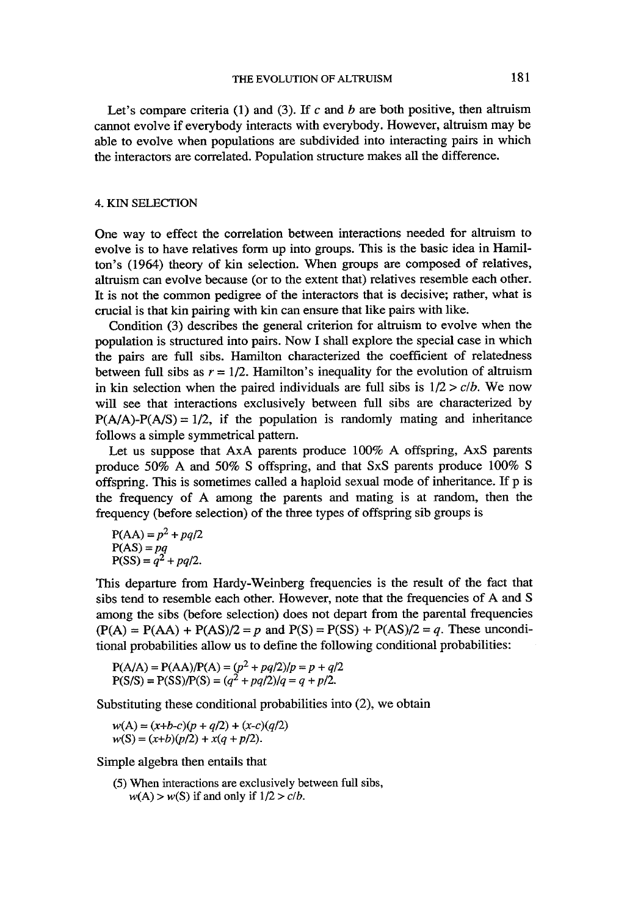Let's compare criteria (1) and (3). If $c$ and $b$ are both positive, then altruism cannot evolve if everybody interacts with everybody. However, altruism may be able to evolve when populations are subdivided into interacting pairs in which the interactors are correlated. Population structure makes all the difference.

## 4. KIN SELECTION

One way to effect the correlation between interactions needed for altruism to evolve is to have relatives form up into groups. This is the basic idea in Hamilton's (1964) theory of kin selection. When groups are composed of relatives, altruism can evolve because (or to the extent that) relatives resemble each other. It is not the common pedigree of the interactors that is decisive; rather, what is crucial is that kin pairing with kin can ensure that like pairs with like.

Condition (3) describes the general criterion for altruism to evolve when the population is structured into pairs. Now I shall explore the special case in which the pairs are full sibs. Hamilton characterized the coefficient of relatedness between full sibs as $r = 1/2$. Hamilton's inequality for the evolution of altruism in kin selection when the paired individuals are full sibs is $1/2 > c/b$. We now will see that interactions exclusively between full sibs are characterized by $P(A/A)-P(A/S) = 1/2$, if the population is randomly mating and inheritance follows a simple symmetrical pattern.

Let us suppose that AxA parents produce 100% A offspring, AxS parents produce 50% A and 50% S offspring, and that SxS parents produce 100% S offspring. This is sometimes called a haploid sexual mode of inheritance. If p is the frequency of A among the parents and mating is at random, then the frequency (before selection) of the three types of offspring sib groups is

$$P(AA) = p^2 + pq/2$$
$$P(AS) = pq$$
$$P(SS) = q^2 + pq/2.$$

This departure from Hardy-Weinberg frequencies is the result of the fact that sibs tend to resemble each other. However, note that the frequencies of A and S among the sibs (before selection) does not depart from the parental frequencies ($P(A) = P(AA) + P(AS)/2 = p$ and $P(S) = P(SS) + P(AS)/2 = q$. These unconditional probabilities allow us to define the following conditional probabilities:

$$P(A/A) = P(AA)/P(A) = (p^2 + pq/2)/p = p + q/2$$
$$P(S/S) = P(SS)/P(S) = (q^2 + pq/2)/q = q + p/2.$$

Substituting these conditional probabilities into (2), we obtain

$$w(A) = (x+b-c)(p + q/2) + (x-c)(q/2)$$
$$w(S) = (x+b)(p/2) + x(q + p/2).$$

Simple algebra then entails that

(5) When interactions are exclusively between full sibs,
$w(A) > w(S)$ if and only if $1/2 > c/b$.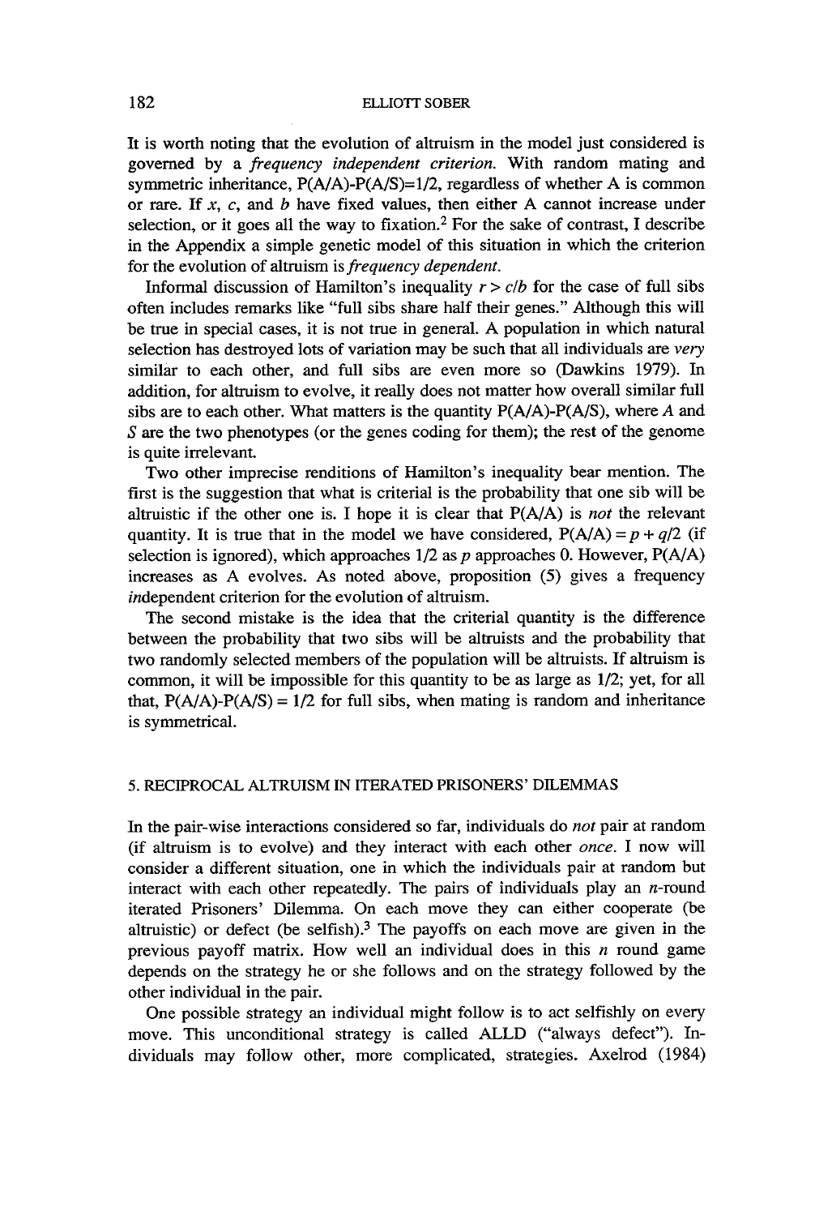It is worth noting that the evolution of altruism in the model just considered is governed by a *frequency independent criterion*. With random mating and symmetric inheritance, P(A/A)-P(A/S)=1/2, regardless of whether A is common or rare. If $x$, $c$, and $b$ have fixed values, then either A cannot increase under selection, or it goes all the way to fixation.[2] For the sake of contrast, I describe in the Appendix a simple genetic model of this situation in which the criterion for the evolution of altruism is *frequency dependent*.

Informal discussion of Hamilton's inequality $r > c/b$ for the case of full sibs often includes remarks like "full sibs share half their genes." Although this will be true in special cases, it is not true in general. A population in which natural selection has destroyed lots of variation may be such that all individuals are *very* similar to each other, and full sibs are even more so (Dawkins 1979). In addition, for altruism to evolve, it really does not matter how overall similar full sibs are to each other. What matters is the quantity P(A/A)-P(A/S), where $A$ and $S$ are the two phenotypes (or the genes coding for them); the rest of the genome is quite irrelevant.

Two other imprecise renditions of Hamilton's inequality bear mention. The first is the suggestion that what is criterial is the probability that one sib will be altruistic if the other one is. I hope it is clear that P(A/A) is *not* the relevant quantity. It is true that in the model we have considered, $P(A/A) = p + q/2$ (if selection is ignored), which approaches 1/2 as $p$ approaches 0. However, P(A/A) increases as A evolves. As noted above, proposition (5) gives a frequency *in*dependent criterion for the evolution of altruism.

The second mistake is the idea that the criterial quantity is the difference between the probability that two sibs will be altruists and the probability that two randomly selected members of the population will be altruists. If altruism is common, it will be impossible for this quantity to be as large as 1/2; yet, for all that, $P(A/A)-P(A/S) = 1/2$ for full sibs, when mating is random and inheritance is symmetrical.

## 5. RECIPROCAL ALTRUISM IN ITERATED PRISONERS' DILEMMAS

In the pair-wise interactions considered so far, individuals do *not* pair at random (if altruism is to evolve) and they interact with each other *once*. I now will consider a different situation, one in which the individuals pair at random but interact with each other repeatedly. The pairs of individuals play an $n$-round iterated Prisoners' Dilemma. On each move they can either cooperate (be altruistic) or defect (be selfish).[3] The payoffs on each move are given in the previous payoff matrix. How well an individual does in this $n$ round game depends on the strategy he or she follows and on the strategy followed by the other individual in the pair.

One possible strategy an individual might follow is to act selfishly on every move. This unconditional strategy is called ALLD ("always defect"). Individuals may follow other, more complicated, strategies. Axelrod (1984)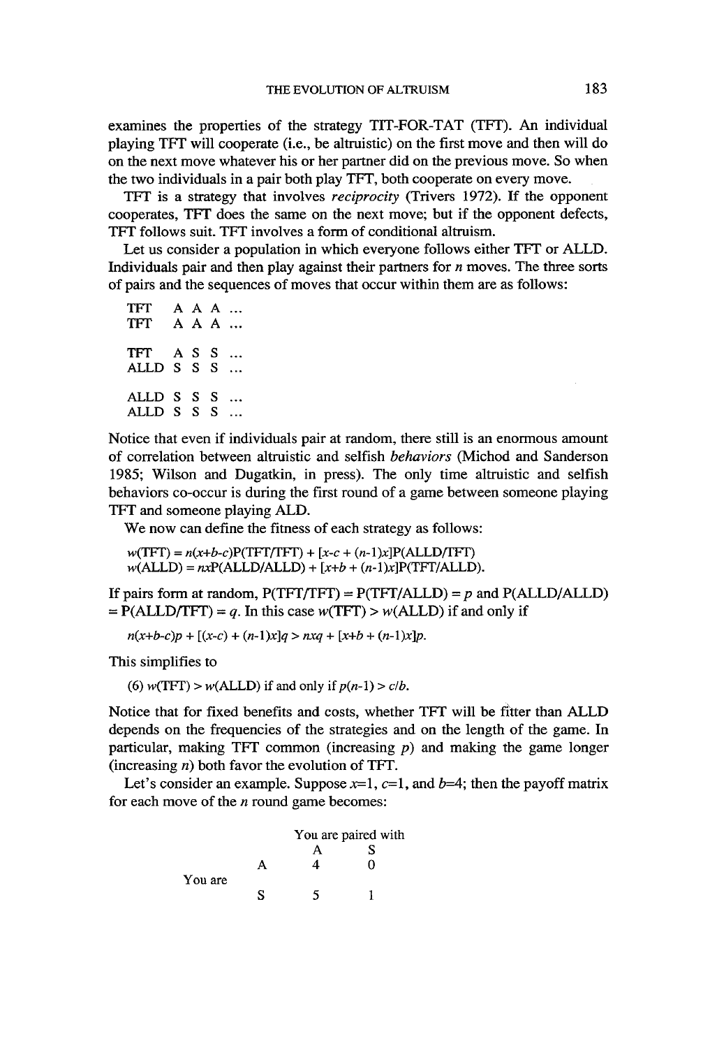examines the properties of the strategy TIT-FOR-TAT (TFT). An individual playing TFT will cooperate (i.e., be altruistic) on the first move and then will do on the next move whatever his or her partner did on the previous move. So when the two individuals in a pair both play TFT, both cooperate on every move.

TFT is a strategy that involves *reciprocity* (Trivers 1972). If the opponent cooperates, TFT does the same on the next move; but if the opponent defects, TFT follows suit. TFT involves a form of conditional altruism.

Let us consider a population in which everyone follows either TFT or ALLD. Individuals pair and then play against their partners for $n$ moves. The three sorts of pairs and the sequences of moves that occur within them are as follows:

```
TFT   A A A ...
TFT   A A A ...

TFT   A S S ...
ALLD  S S S ...

ALLD  S S S ...
ALLD  S S S ...
```

Notice that even if individuals pair at random, there still is an enormous amount of correlation between altruistic and selfish *behaviors* (Michod and Sanderson 1985; Wilson and Dugatkin, in press). The only time altruistic and selfish behaviors co-occur is during the first round of a game between someone playing TFT and someone playing ALD.

We now can define the fitness of each strategy as follows:

$$w(\text{TFT}) = n(x+b-c)\text{P(TFT/TFT)} + [x-c + (n-1)x]\text{P(ALLD/TFT)}$$
$$w(\text{ALLD}) = nx\text{P(ALLD/ALLD)} + [x+b + (n-1)x]\text{P(TFT/ALLD)}.$$

If pairs form at random, P(TFT/TFT) = P(TFT/ALLD) = $p$ and P(ALLD/ALLD) = P(ALLD/TFT) = $q$. In this case $w(\text{TFT}) > w(\text{ALLD})$ if and only if

$$n(x+b-c)p + [(x-c) + (n-1)x]q > nxq + [x+b + (n-1)x]p.$$

This simplifies to

(6) $w(\text{TFT}) > w(\text{ALLD})$ if and only if $p(n-1) > c/b$.

Notice that for fixed benefits and costs, whether TFT will be fitter than ALLD depends on the frequencies of the strategies and on the length of the game. In particular, making TFT common (increasing $p$) and making the game longer (increasing $n$) both favor the evolution of TFT.

Let's consider an example. Suppose $x$=1, $c$=1, and $b$=4; then the payoff matrix for each move of the $n$ round game becomes:

| | | You are paired with | |
|---|---|---|---|
| | | A | S |
| You are | A | 4 | 0 |
| | S | 5 | 1 |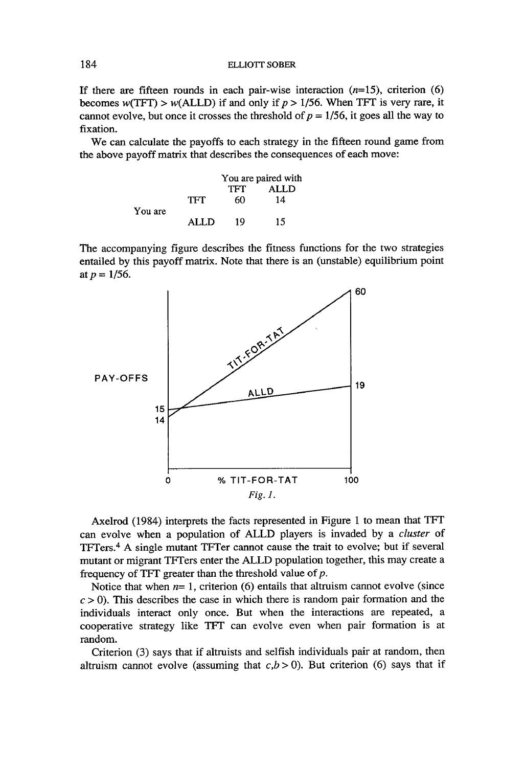If there are fifteen rounds in each pair-wise interaction ($n$=15), criterion (6) becomes $w(\text{TFT}) > w(\text{ALLD})$ if and only if $p > 1/56$. When TFT is very rare, it cannot evolve, but once it crosses the threshold of $p = 1/56$, it goes all the way to fixation.

We can calculate the payoffs to each strategy in the fifteen round game from the above payoff matrix that describes the consequences of each move:

| | | You are paired with | |
|---|---|---|---|
| | | TFT | ALLD |
| You are | TFT | 60 | 14 |
| | ALLD | 19 | 15 |

The accompanying figure describes the fitness functions for the two strategies entailed by this payoff matrix. Note that there is an (unstable) equilibrium point at $p = 1/56$.

*Fig. 1.*

Axelrod (1984) interprets the facts represented in Figure 1 to mean that TFT can evolve when a population of ALLD players is invaded by a *cluster* of TFTers.[4] A single mutant TFTer cannot cause the trait to evolve; but if several mutant or migrant TFTers enter the ALLD population together, this may create a frequency of TFT greater than the threshold value of $p$.

Notice that when $n$= 1, criterion (6) entails that altruism cannot evolve (since $c > 0$). This describes the case in which there is random pair formation and the individuals interact only once. But when the interactions are repeated, a cooperative strategy like TFT can evolve even when pair formation is at random.

Criterion (3) says that if altruists and selfish individuals pair at random, then altruism cannot evolve (assuming that $c,b > 0$). But criterion (6) says that if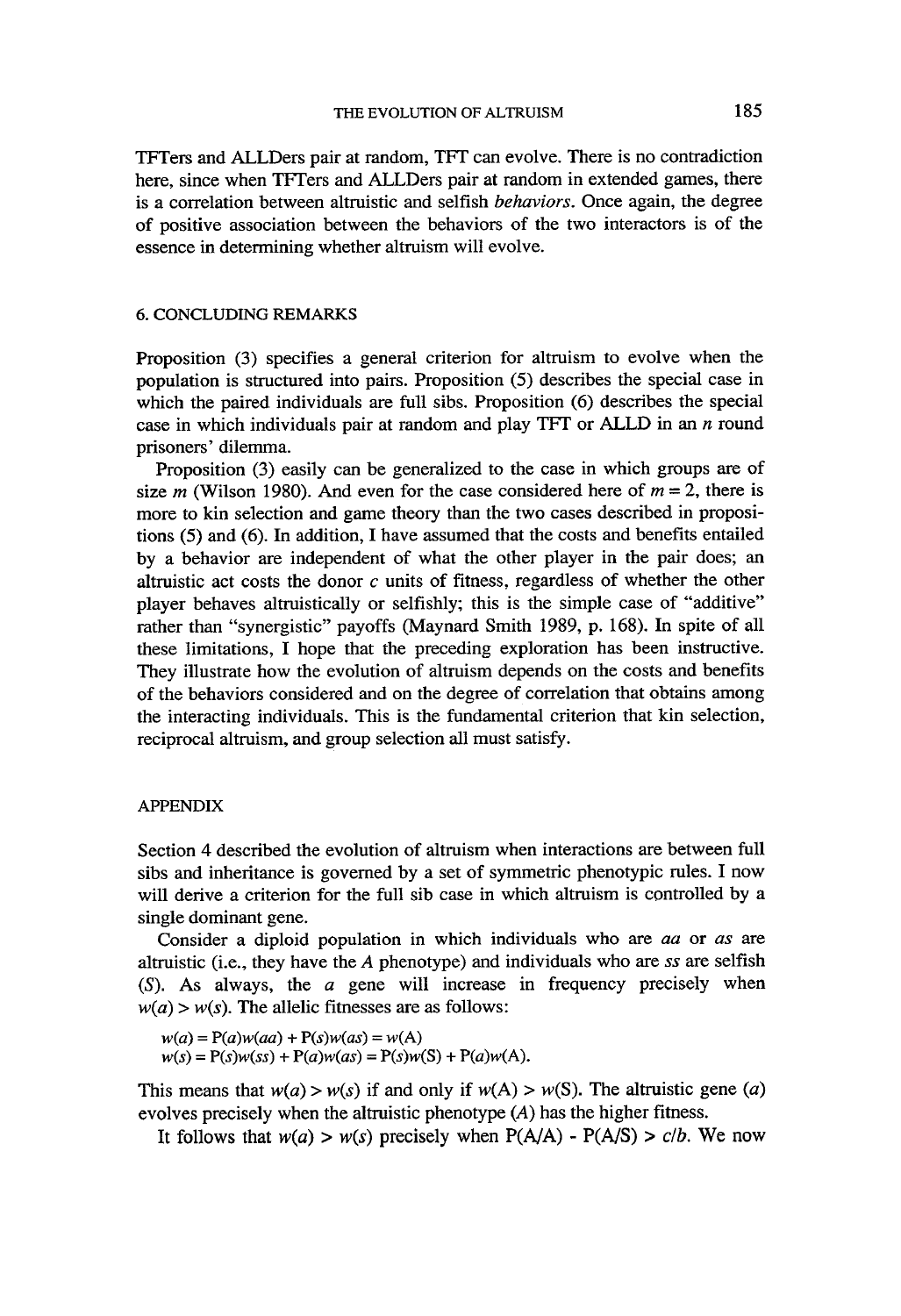TFTers and ALLDers pair at random, TFT can evolve. There is no contradiction here, since when TFTers and ALLDers pair at random in extended games, there is a correlation between altruistic and selfish *behaviors*. Once again, the degree of positive association between the behaviors of the two interactors is of the essence in determining whether altruism will evolve.

## 6. CONCLUDING REMARKS

Proposition (3) specifies a general criterion for altruism to evolve when the population is structured into pairs. Proposition (5) describes the special case in which the paired individuals are full sibs. Proposition (6) describes the special case in which individuals pair at random and play TFT or ALLD in an $n$ round prisoners' dilemma.

Proposition (3) easily can be generalized to the case in which groups are of size $m$ (Wilson 1980). And even for the case considered here of $m = 2$, there is more to kin selection and game theory than the two cases described in propositions (5) and (6). In addition, I have assumed that the costs and benefits entailed by a behavior are independent of what the other player in the pair does; an altruistic act costs the donor $c$ units of fitness, regardless of whether the other player behaves altruistically or selfishly; this is the simple case of "additive" rather than "synergistic" payoffs (Maynard Smith 1989, p. 168). In spite of all these limitations, I hope that the preceding exploration has been instructive. They illustrate how the evolution of altruism depends on the costs and benefits of the behaviors considered and on the degree of correlation that obtains among the interacting individuals. This is the fundamental criterion that kin selection, reciprocal altruism, and group selection all must satisfy.

## APPENDIX

Section 4 described the evolution of altruism when interactions are between full sibs and inheritance is governed by a set of symmetric phenotypic rules. I now will derive a criterion for the full sib case in which altruism is controlled by a single dominant gene.

Consider a diploid population in which individuals who are $aa$ or $as$ are altruistic (i.e., they have the $A$ phenotype) and individuals who are $ss$ are selfish ($S$). As always, the $a$ gene will increase in frequency precisely when $w(a) > w(s)$. The allelic fitnesses are as follows:

$$w(a) = \mathrm{P}(a)w(aa) + \mathrm{P}(s)w(as) = w(\mathrm{A})$$
$$w(s) = \mathrm{P}(s)w(ss) + \mathrm{P}(a)w(as) = \mathrm{P}(s)w(\mathrm{S}) + \mathrm{P}(a)w(\mathrm{A}).$$

This means that $w(a) > w(s)$ if and only if $w(\mathrm{A}) > w(\mathrm{S})$. The altruistic gene ($a$) evolves precisely when the altruistic phenotype ($A$) has the higher fitness.

It follows that $w(a) > w(s)$ precisely when $\mathrm{P(A/A)} - \mathrm{P(A/S)} > c/b$. We now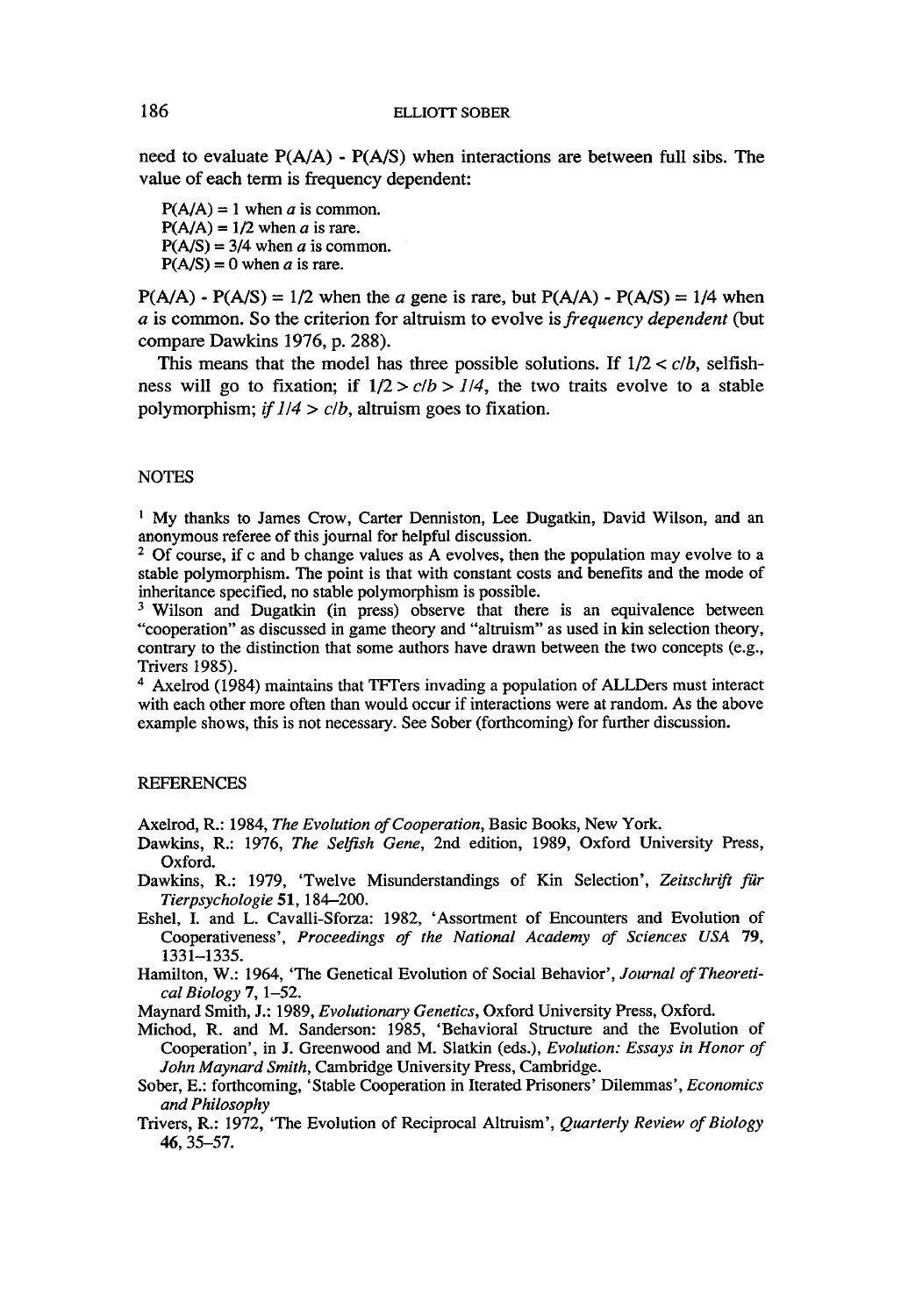need to evaluate P(A/A) - P(A/S) when interactions are between full sibs. The value of each term is frequency dependent:

P(A/A) = 1 when *a* is common.
P(A/A) = 1/2 when *a* is rare.
P(A/S) = 3/4 when *a* is common.
P(A/S) = 0 when *a* is rare.

P(A/A) - P(A/S) = 1/2 when the *a* gene is rare, but P(A/A) - P(A/S) = 1/4 when *a* is common. So the criterion for altruism to evolve is *frequency dependent* (but compare Dawkins 1976, p. 288).

This means that the model has three possible solutions. If $1/2 < c/b$, selfishness will go to fixation; if $1/2 > c/b > 1/4$, the two traits evolve to a stable polymorphism; *if* $1/4 > c/b$, altruism goes to fixation.

## NOTES

[1] My thanks to James Crow, Carter Denniston, Lee Dugatkin, David Wilson, and an anonymous referee of this journal for helpful discussion.

[2] Of course, if c and b change values as A evolves, then the population may evolve to a stable polymorphism. The point is that with constant costs and benefits and the mode of inheritance specified, no stable polymorphism is possible.

[3] Wilson and Dugatkin (in press) observe that there is an equivalence between "cooperation" as discussed in game theory and "altruism" as used in kin selection theory, contrary to the distinction that some authors have drawn between the two concepts (e.g., Trivers 1985).

[4] Axelrod (1984) maintains that TFTers invading a population of ALLDers must interact with each other more often than would occur if interactions were at random. As the above example shows, this is not necessary. See Sober (forthcoming) for further discussion.

## REFERENCES

Axelrod, R.: 1984, *The Evolution of Cooperation*, Basic Books, New York.

Dawkins, R.: 1976, *The Selfish Gene*, 2nd edition, 1989, Oxford University Press, Oxford.

Dawkins, R.: 1979, 'Twelve Misunderstandings of Kin Selection', *Zeitschrift für Tierpsychologie* **51**, 184–200.

Eshel, I. and L. Cavalli-Sforza: 1982, 'Assortment of Encounters and Evolution of Cooperativeness', *Proceedings of the National Academy of Sciences USA* **79**, 1331–1335.

Hamilton, W.: 1964, 'The Genetical Evolution of Social Behavior', *Journal of Theoretical Biology* **7**, 1–52.

Maynard Smith, J.: 1989, *Evolutionary Genetics*, Oxford University Press, Oxford.

Michod, R. and M. Sanderson: 1985, 'Behavioral Structure and the Evolution of Cooperation', in J. Greenwood and M. Slatkin (eds.), *Evolution: Essays in Honor of John Maynard Smith*, Cambridge University Press, Cambridge.

Sober, E.: forthcoming, 'Stable Cooperation in Iterated Prisoners' Dilemmas', *Economics and Philosophy*

Trivers, R.: 1972, 'The Evolution of Reciprocal Altruism', *Quarterly Review of Biology* **46**, 35–57.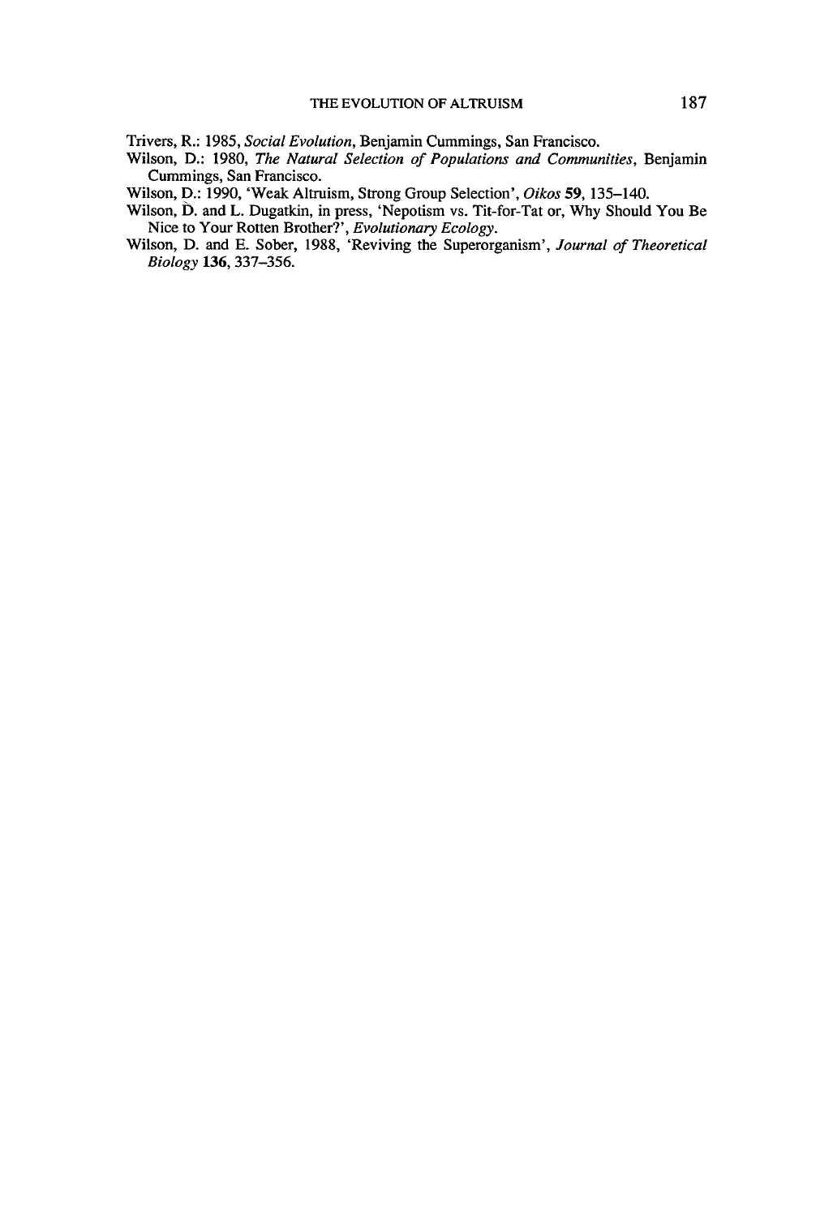Trivers, R.: 1985, *Social Evolution*, Benjamin Cummings, San Francisco.

Wilson, D.: 1980, *The Natural Selection of Populations and Communities*, Benjamin Cummings, San Francisco.

Wilson, D.: 1990, 'Weak Altruism, Strong Group Selection', *Oikos* **59**, 135–140.

Wilson, D. and L. Dugatkin, in press, 'Nepotism vs. Tit-for-Tat or, Why Should You Be Nice to Your Rotten Brother?', *Evolutionary Ecology*.

Wilson, D. and E. Sober, 1988, 'Reviving the Superorganism', *Journal of Theoretical Biology* **136**, 337–356.